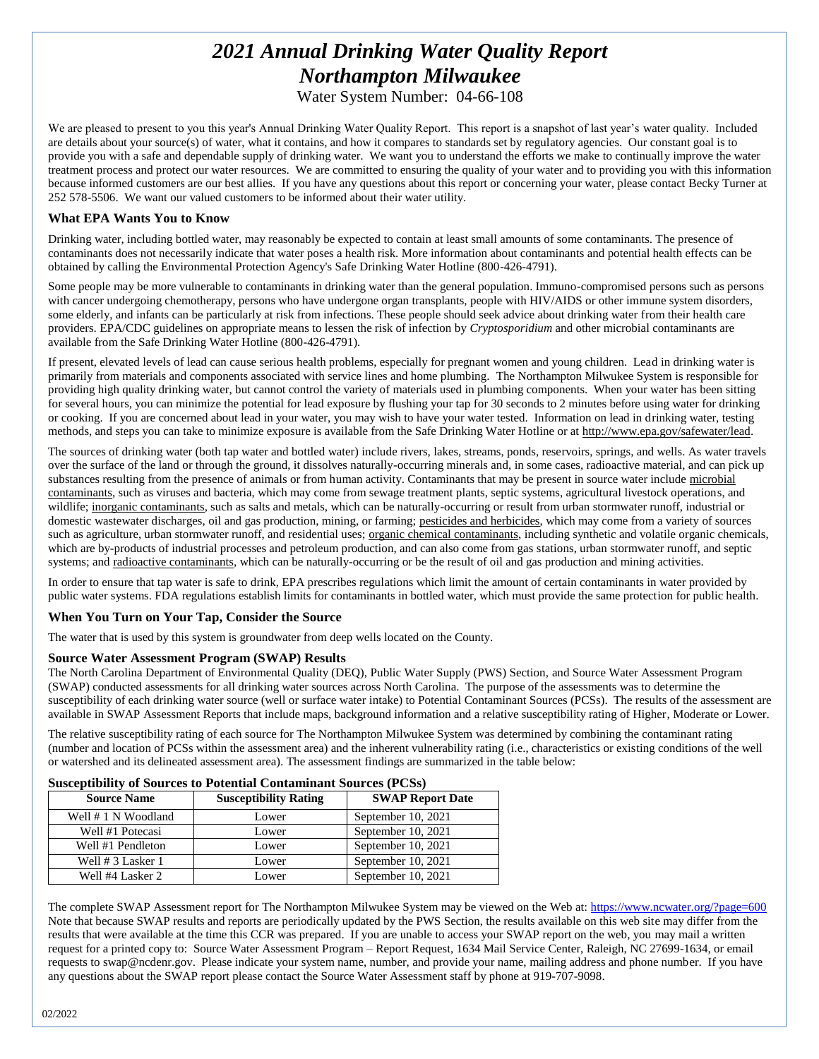# *2021 Annual Drinking Water Quality Report*
# *Northampton Milwaukee*

Water System Number: 04-66-108

We are pleased to present to you this year's Annual Drinking Water Quality Report. This report is a snapshot of last year's water quality. Included are details about your source(s) of water, what it contains, and how it compares to standards set by regulatory agencies. Our constant goal is to provide you with a safe and dependable supply of drinking water. We want you to understand the efforts we make to continually improve the water treatment process and protect our water resources. We are committed to ensuring the quality of your water and to providing you with this information because informed customers are our best allies. If you have any questions about this report or concerning your water, please contact Becky Turner at 252 578-5506. We want our valued customers to be informed about their water utility.

### What EPA Wants You to Know

Drinking water, including bottled water, may reasonably be expected to contain at least small amounts of some contaminants. The presence of contaminants does not necessarily indicate that water poses a health risk. More information about contaminants and potential health effects can be obtained by calling the Environmental Protection Agency's Safe Drinking Water Hotline (800-426-4791).

Some people may be more vulnerable to contaminants in drinking water than the general population. Immuno-compromised persons such as persons with cancer undergoing chemotherapy, persons who have undergone organ transplants, people with HIV/AIDS or other immune system disorders, some elderly, and infants can be particularly at risk from infections. These people should seek advice about drinking water from their health care providers. EPA/CDC guidelines on appropriate means to lessen the risk of infection by *Cryptosporidium* and other microbial contaminants are available from the Safe Drinking Water Hotline (800-426-4791).

If present, elevated levels of lead can cause serious health problems, especially for pregnant women and young children. Lead in drinking water is primarily from materials and components associated with service lines and home plumbing. The Northampton Milwukee System is responsible for providing high quality drinking water, but cannot control the variety of materials used in plumbing components. When your water has been sitting for several hours, you can minimize the potential for lead exposure by flushing your tap for 30 seconds to 2 minutes before using water for drinking or cooking. If you are concerned about lead in your water, you may wish to have your water tested. Information on lead in drinking water, testing methods, and steps you can take to minimize exposure is available from the Safe Drinking Water Hotline or at http://www.epa.gov/safewater/lead.

The sources of drinking water (both tap water and bottled water) include rivers, lakes, streams, ponds, reservoirs, springs, and wells. As water travels over the surface of the land or through the ground, it dissolves naturally-occurring minerals and, in some cases, radioactive material, and can pick up substances resulting from the presence of animals or from human activity. Contaminants that may be present in source water include microbial contaminants, such as viruses and bacteria, which may come from sewage treatment plants, septic systems, agricultural livestock operations, and wildlife; inorganic contaminants, such as salts and metals, which can be naturally-occurring or result from urban stormwater runoff, industrial or domestic wastewater discharges, oil and gas production, mining, or farming; pesticides and herbicides, which may come from a variety of sources such as agriculture, urban stormwater runoff, and residential uses; organic chemical contaminants, including synthetic and volatile organic chemicals, which are by-products of industrial processes and petroleum production, and can also come from gas stations, urban stormwater runoff, and septic systems; and radioactive contaminants, which can be naturally-occurring or be the result of oil and gas production and mining activities.

In order to ensure that tap water is safe to drink, EPA prescribes regulations which limit the amount of certain contaminants in water provided by public water systems. FDA regulations establish limits for contaminants in bottled water, which must provide the same protection for public health.

### When You Turn on Your Tap, Consider the Source

The water that is used by this system is groundwater from deep wells located on the County.

### Source Water Assessment Program (SWAP) Results

The North Carolina Department of Environmental Quality (DEQ), Public Water Supply (PWS) Section, and Source Water Assessment Program (SWAP) conducted assessments for all drinking water sources across North Carolina. The purpose of the assessments was to determine the susceptibility of each drinking water source (well or surface water intake) to Potential Contaminant Sources (PCSs). The results of the assessment are available in SWAP Assessment Reports that include maps, background information and a relative susceptibility rating of Higher, Moderate or Lower.

The relative susceptibility rating of each source for The Northampton Milwukee System was determined by combining the contaminant rating (number and location of PCSs within the assessment area) and the inherent vulnerability rating (i.e., characteristics or existing conditions of the well or watershed and its delineated assessment area). The assessment findings are summarized in the table below:

**Susceptibility of Sources to Potential Contaminant Sources (PCSs)**

| Source Name | Susceptibility Rating | SWAP Report Date |
|---|---|---|
| Well # 1 N Woodland | Lower | September 10, 2021 |
| Well #1 Potecasi | Lower | September 10, 2021 |
| Well #1 Pendleton | Lower | September 10, 2021 |
| Well # 3 Lasker 1 | Lower | September 10, 2021 |
| Well #4 Lasker 2 | Lower | September 10, 2021 |

The complete SWAP Assessment report for The Northampton Milwukee System may be viewed on the Web at: https://www.ncwater.org/?page=600 Note that because SWAP results and reports are periodically updated by the PWS Section, the results available on this web site may differ from the results that were available at the time this CCR was prepared. If you are unable to access your SWAP report on the web, you may mail a written request for a printed copy to: Source Water Assessment Program – Report Request, 1634 Mail Service Center, Raleigh, NC 27699-1634, or email requests to swap@ncdenr.gov. Please indicate your system name, number, and provide your name, mailing address and phone number. If you have any questions about the SWAP report please contact the Source Water Assessment staff by phone at 919-707-9098.

02/2022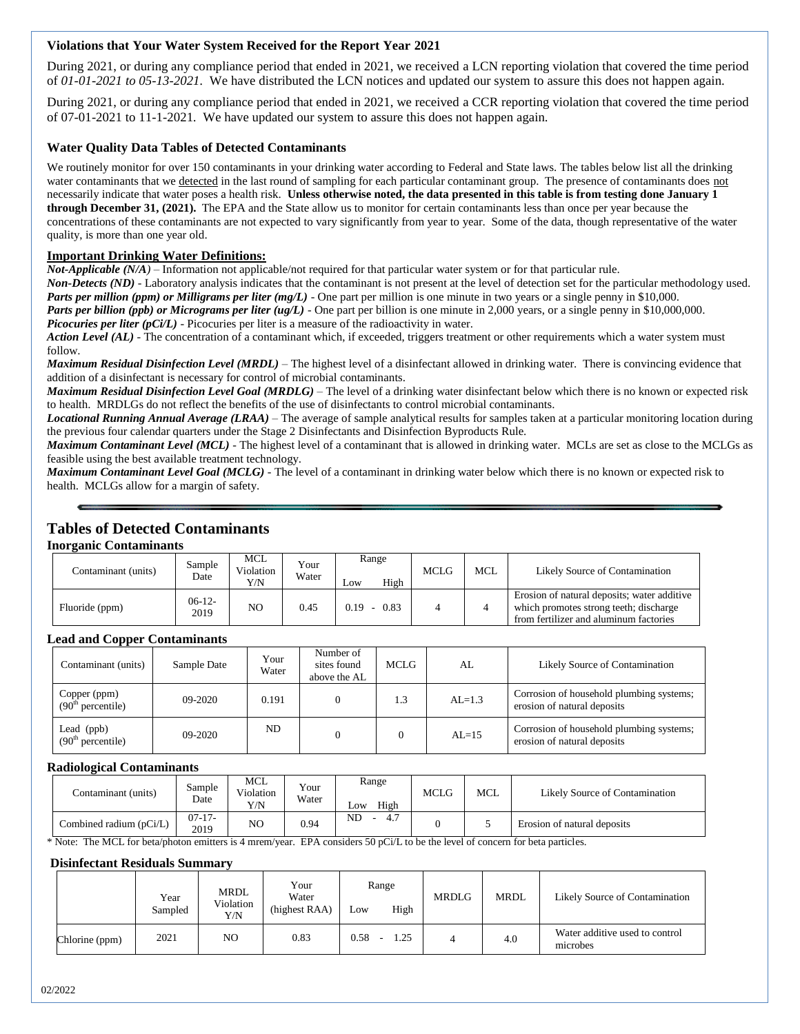**Violations that Your Water System Received for the Report Year 2021**

During 2021, or during any compliance period that ended in 2021, we received a LCN reporting violation that covered the time period of *01-01-2021 to 05-13-2021*. We have distributed the LCN notices and updated our system to assure this does not happen again.

During 2021, or during any compliance period that ended in 2021, we received a CCR reporting violation that covered the time period of 07-01-2021 to 11-1-2021. We have updated our system to assure this does not happen again.

**Water Quality Data Tables of Detected Contaminants**

We routinely monitor for over 150 contaminants in your drinking water according to Federal and State laws. The tables below list all the drinking water contaminants that we detected in the last round of sampling for each particular contaminant group. The presence of contaminants does not necessarily indicate that water poses a health risk. **Unless otherwise noted, the data presented in this table is from testing done January 1 through December 31, (2021).** The EPA and the State allow us to monitor for certain contaminants less than once per year because the concentrations of these contaminants are not expected to vary significantly from year to year. Some of the data, though representative of the water quality, is more than one year old.

**Important Drinking Water Definitions:**

***Not-Applicable (N/A)*** – Information not applicable/not required for that particular water system or for that particular rule.
***Non-Detects (ND)*** - Laboratory analysis indicates that the contaminant is not present at the level of detection set for the particular methodology used.
***Parts per million (ppm) or Milligrams per liter (mg/L)*** - One part per million is one minute in two years or a single penny in $10,000.
***Parts per billion (ppb) or Micrograms per liter (ug/L)*** - One part per billion is one minute in 2,000 years, or a single penny in $10,000,000.
***Picocuries per liter (pCi/L)*** - Picocuries per liter is a measure of the radioactivity in water.
***Action Level (AL)*** - The concentration of a contaminant which, if exceeded, triggers treatment or other requirements which a water system must follow.
***Maximum Residual Disinfection Level (MRDL)*** – The highest level of a disinfectant allowed in drinking water. There is convincing evidence that addition of a disinfectant is necessary for control of microbial contaminants.
***Maximum Residual Disinfection Level Goal (MRDLG)*** – The level of a drinking water disinfectant below which there is no known or expected risk to health. MRDLGs do not reflect the benefits of the use of disinfectants to control microbial contaminants.
***Locational Running Annual Average (LRAA)*** – The average of sample analytical results for samples taken at a particular monitoring location during the previous four calendar quarters under the Stage 2 Disinfectants and Disinfection Byproducts Rule.
***Maximum Contaminant Level (MCL)*** - The highest level of a contaminant that is allowed in drinking water. MCLs are set as close to the MCLGs as feasible using the best available treatment technology.
***Maximum Contaminant Level Goal (MCLG)*** - The level of a contaminant in drinking water below which there is no known or expected risk to health. MCLGs allow for a margin of safety.

## Tables of Detected Contaminants

**Inorganic Contaminants**

| Contaminant (units) | Sample Date | MCL Violation Y/N | Your Water | Range Low | Range High | MCLG | MCL | Likely Source of Contamination |
|---|---|---|---|---|---|---|---|---|
| Fluoride (ppm) | 06-12-2019 | NO | 0.45 | 0.19 | 0.83 | 4 | 4 | Erosion of natural deposits; water additive which promotes strong teeth; discharge from fertilizer and aluminum factories |

**Lead and Copper Contaminants**

| Contaminant (units) | Sample Date | Your Water | Number of sites found above the AL | MCLG | AL | Likely Source of Contamination |
|---|---|---|---|---|---|---|
| Copper (ppm) (90th percentile) | 09-2020 | 0.191 | 0 | 1.3 | AL=1.3 | Corrosion of household plumbing systems; erosion of natural deposits |
| Lead (ppb) (90th percentile) | 09-2020 | ND | 0 | 0 | AL=15 | Corrosion of household plumbing systems; erosion of natural deposits |

**Radiological Contaminants**

| Contaminant (units) | Sample Date | MCL Violation Y/N | Your Water | Range Low | Range High | MCLG | MCL | Likely Source of Contamination |
|---|---|---|---|---|---|---|---|---|
| Combined radium (pCi/L) | 07-17-2019 | NO | 0.94 | ND | 4.7 | 0 | 5 | Erosion of natural deposits |

* Note: The MCL for beta/photon emitters is 4 mrem/year. EPA considers 50 pCi/L to be the level of concern for beta particles.

**Disinfectant Residuals Summary**

| | Year Sampled | MRDL Violation Y/N | Your Water (highest RAA) | Range Low | Range High | MRDLG | MRDL | Likely Source of Contamination |
|---|---|---|---|---|---|---|---|---|
| Chlorine (ppm) | 2021 | NO | 0.83 | 0.58 | 1.25 | 4 | 4.0 | Water additive used to control microbes |

02/2022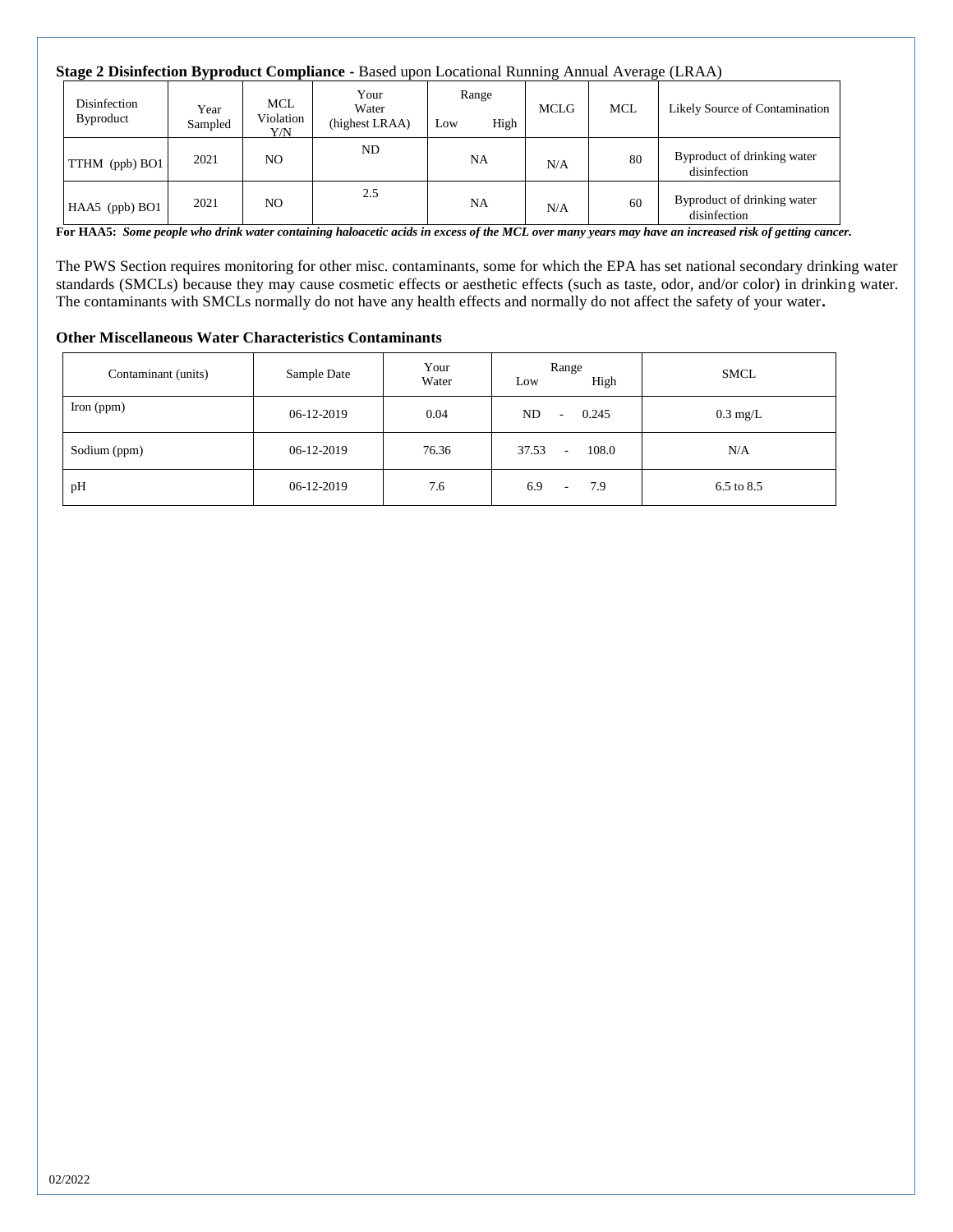**Stage 2 Disinfection Byproduct Compliance -** Based upon Locational Running Annual Average (LRAA)

| Disinfection Byproduct | Year Sampled | MCL Violation Y/N | Your Water (highest LRAA) | Range Low | Range High | MCLG | MCL | Likely Source of Contamination |
|---|---|---|---|---|---|---|---|---|
| TTHM (ppb) BO1 | 2021 | NO | ND | NA | | N/A | 80 | Byproduct of drinking water disinfection |
| HAA5 (ppb) BO1 | 2021 | NO | 2.5 | NA | | N/A | 60 | Byproduct of drinking water disinfection |

**For HAA5:** ***Some people who drink water containing haloacetic acids in excess of the MCL over many years may have an increased risk of getting cancer.***

The PWS Section requires monitoring for other misc. contaminants, some for which the EPA has set national secondary drinking water standards (SMCLs) because they may cause cosmetic effects or aesthetic effects (such as taste, odor, and/or color) in drinking water. The contaminants with SMCLs normally do not have any health effects and normally do not affect the safety of your water**.**

**Other Miscellaneous Water Characteristics Contaminants**

| Contaminant (units) | Sample Date | Your Water | Range Low - High | SMCL |
|---|---|---|---|---|
| Iron (ppm) | 06-12-2019 | 0.04 | ND - 0.245 | 0.3 mg/L |
| Sodium (ppm) | 06-12-2019 | 76.36 | 37.53 - 108.0 | N/A |
| pH | 06-12-2019 | 7.6 | 6.9 - 7.9 | 6.5 to 8.5 |

02/2022